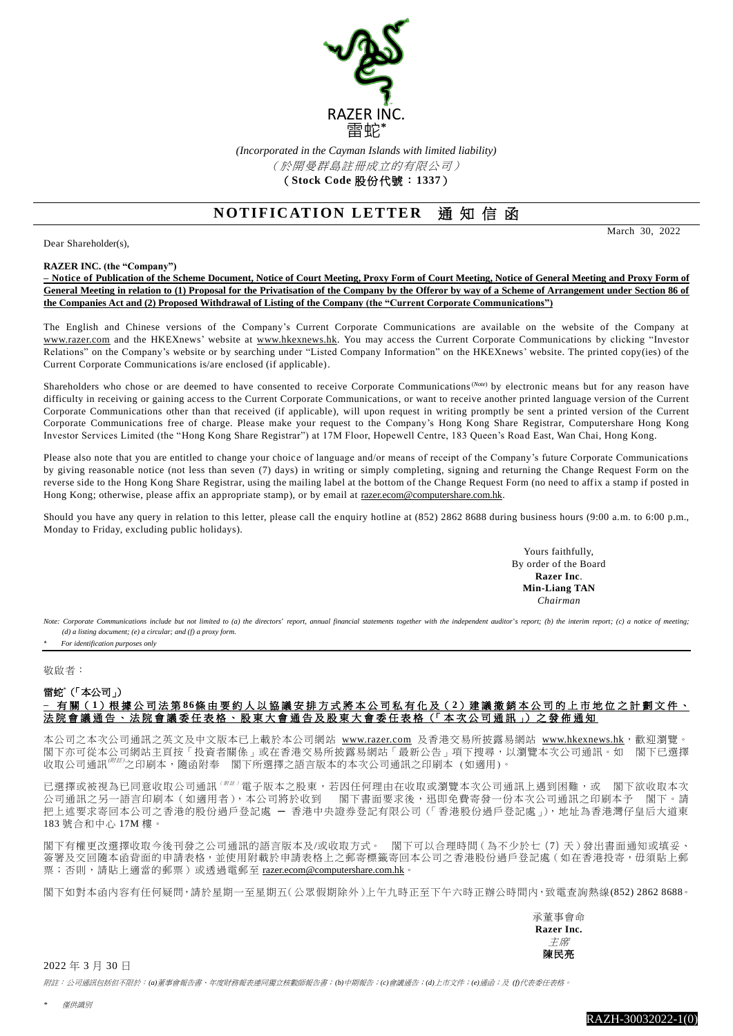RAZER INC.
雷蛇*

*(Incorporated in the Cayman Islands with limited liability)*
*（於開曼群島註冊成立的有限公司）*
**(Stock Code 股份代號：1337)**

# NOTIFICATION LETTER 通知信函

March 30, 2022

Dear Shareholder(s),

**RAZER INC. (the "Company")**

**– Notice of Publication of the Scheme Document, Notice of Court Meeting, Proxy Form of Court Meeting, Notice of General Meeting and Proxy Form of General Meeting in relation to (1) Proposal for the Privatisation of the Company by the Offeror by way of a Scheme of Arrangement under Section 86 of the Companies Act and (2) Proposed Withdrawal of Listing of the Company (the "Current Corporate Communications")**

The English and Chinese versions of the Company's Current Corporate Communications are available on the website of the Company at www.razer.com and the HKEXnews' website at www.hkexnews.hk. You may access the Current Corporate Communications by clicking "Investor Relations" on the Company's website or by searching under "Listed Company Information" on the HKEXnews' website. The printed copy(ies) of the Current Corporate Communications is/are enclosed (if applicable).

Shareholders who chose or are deemed to have consented to receive Corporate Communications[(Note)] by electronic means but for any reason have difficulty in receiving or gaining access to the Current Corporate Communications, or want to receive another printed language version of the Current Corporate Communications other than that received (if applicable), will upon request in writing promptly be sent a printed version of the Current Corporate Communications free of charge. Please make your request to the Company's Hong Kong Share Registrar, Computershare Hong Kong Investor Services Limited (the "Hong Kong Share Registrar") at 17M Floor, Hopewell Centre, 183 Queen's Road East, Wan Chai, Hong Kong.

Please also note that you are entitled to change your choice of language and/or means of receipt of the Company's future Corporate Communications by giving reasonable notice (not less than seven (7) days) in writing or simply completing, signing and returning the Change Request Form on the reverse side to the Hong Kong Share Registrar, using the mailing label at the bottom of the Change Request Form (no need to affix a stamp if posted in Hong Kong; otherwise, please affix an appropriate stamp), or by email at razer.ecom@computershare.com.hk.

Should you have any query in relation to this letter, please call the enquiry hotline at (852) 2862 8688 during business hours (9:00 a.m. to 6:00 p.m., Monday to Friday, excluding public holidays).

Yours faithfully,
By order of the Board
**Razer Inc.**
**Min-Liang TAN**
*Chairman*

*Note: Corporate Communications include but not limited to (a) the directors' report, annual financial statements together with the independent auditor's report; (b) the interim report; (c) a notice of meeting; (d) a listing document; (e) a circular; and (f) a proxy form.*

*\* For identification purposes only*

---

敬啟者：

**雷蛇*（「本公司」）**

**– 有關（1）根據公司法第86條由要約人以協議安排方式將本公司私有化及（2）建議撤銷本公司的上市地位之計劃文件、法院會議通告、法院會議委任表格、股東大會通告及股東大會委任表格（「本次公司通訊」）之發佈通知**

本公司之本次公司通訊之英文及中文版本已上載於本公司網站 www.razer.com 及香港交易所披露易網站 www.hkexnews.hk，歡迎瀏覽。閣下亦可從本公司網站主頁按「投資者關係」或在香港交易所披露易網站「最新公告」項下搜尋，以瀏覽本次公司通訊。如 閣下已選擇收取公司通訊[(附註)]之印刷本，隨函附奉 閣下所選擇之語言版本的本次公司通訊之印刷本（如適用）。

已選擇或被視為已同意收取公司通訊[(附註)]電子版本之股東，若因任何理由在收取或瀏覽本次公司通訊上遇到困難，或 閣下欲收取本次公司通訊之另一語言印刷本（如適用者），本公司將於收到 閣下書面要求後，迅即免費寄發一份本次公司通訊之印刷本予 閣下。請把上述要求寄回本公司之香港的股份過戶登記處 – 香港中央證券登記有限公司（「香港股份過戶登記處」），地址為香港灣仔皇后大道東183號合和中心17M樓。

閣下有權更改選擇收取今後刊發之公司通訊的語言版本及/或收取方式。 閣下可以合理時間（為不少於七（7）天）發出書面通知或填妥、簽署及交回隨本函背面的申請表格，並使用附載於申請表格上之郵寄標籤寄回本公司之香港股份過戶登記處（如在香港投寄，毋須貼上郵票；否則，請貼上適當的郵票）或透過電郵至 razer.ecom@computershare.com.hk。

閣下如對本函內容有任何疑問，請於星期一至星期五（公眾假期除外）上午九時正至下午六時正辦公時間內，致電查詢熱線(852) 2862 8688。

承董事會命
**Razer Inc.**
*主席*
**陳民亮**

2022年3月30日

*附註：公司通訊包括但不限於：(a)董事會報告書、年度財務報表連同獨立核數師報告書；(b)中期報告；(c)會議通告；(d)上市文件；(e)通函；及 (f)代表委任表格。*

*\* 僅供識別*

RAZH-30032022-1(0)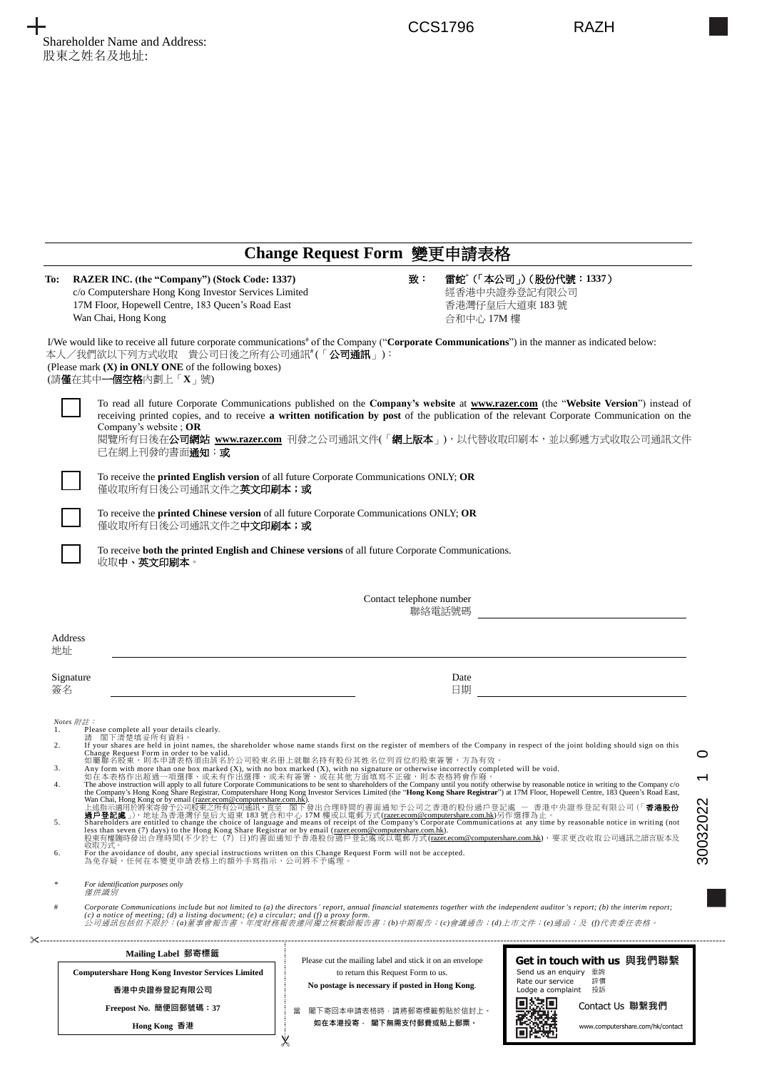CCS1796 RAZH

Shareholder Name and Address:
股東之姓名及地址:

# Change Request Form 變更申請表格

**To: RAZER INC. (the "Company") (Stock Code: 1337)**
c/o Computershare Hong Kong Investor Services Limited
17M Floor, Hopewell Centre, 183 Queen's Road East
Wan Chai, Hong Kong

**致： 雷蛇*（「本公司」）（股份代號：1337）**
經香港中央證券登記有限公司
香港灣仔皇后大道東 183 號
合和中心 17M 樓

I/We would like to receive all future corporate communications# of the Company ("**Corporate Communications**") in the manner as indicated below:
本人／我們欲以下列方式收取 貴公司日後之所有公司通訊#（「**公司通訊**」）：
(Please mark **(X)** in **ONLY ONE** of the following boxes)
(請**僅**在其中**一個空格**內劃上「**X**」號)

☐ To read all future Corporate Communications published on the **Company's website** at **www.razer.com** (the "**Website Version**") instead of receiving printed copies, and to receive **a written notification by post** of the publication of the relevant Corporate Communication on the Company's website ; **OR**
閱覽所有日後在**公司網站 www.razer.com** 刊發之公司通訊文件(「**網上版本**」)，以代替收取印刷本，並以郵遞方式收取公司通訊文件已在網上刊發的書面**通知**；**或**

☐ To receive the **printed English version** of all future Corporate Communications ONLY; **OR**
僅收取所有日後公司通訊文件之**英文印刷本；或**

☐ To receive the **printed Chinese version** of all future Corporate Communications ONLY; **OR**
僅收取所有日後公司通訊文件之**中文印刷本；或**

☐ To receive **both the printed English and Chinese versions** of all future Corporate Communications.
收取**中、英文印刷本**。

Contact telephone number
聯絡電話號碼 ______________________

Address
地址 ______________________

Signature
簽名 ______________________

Date
日期 ______________________

*Notes 附註：*

1. Please complete all your details clearly.
   請 閣下清楚填妥所有資料。
2. If your shares are held in joint names, the shareholder whose name stands first on the register of members of the Company in respect of the joint holding should sign on this Change Request Form in order to be valid.
   如屬聯名股東，則本申請表格須由該名於公司股東名冊上就聯名持有股份其姓名位列首位的股東簽署，方為有效。
3. Any form with more than one box marked (X), with no box marked (X), with no signature or otherwise incorrectly completed will be void.
   如在本表格作出超過一項選擇、或未有作出選擇、或未有簽署、或在其他方面填寫不正確，則本表格將會作廢。
4. The above instruction will apply to all future Corporate Communications to be sent to shareholders of the Company until you notify otherwise by reasonable notice in writing to the Company c/o the Company's Hong Kong Share Registrar, Computershare Hong Kong Investor Services Limited (the "**Hong Kong Share Registrar**") at 17M Floor, Hopewell Centre, 183 Queen's Road East, Wan Chai, Hong Kong or by email (razer.ecom@computershare.com.hk).
   上述指示適用於將來寄發予公司股東之所有公司通訊，直至 閣下發出合理時間的書面通知予公司之香港的股份過戶登記處 — 香港中央證券登記有限公司（「**香港股份過戶登記處**」），地址為香港灣仔皇后大道東 183 號合和中心 17M 樓或以電郵方式(razer.ecom@computershare.com.hk)另作選擇為止。
5. Shareholders are entitled to change the choice of language and means of receipt of the Company's Corporate Communications at any time by reasonable notice in writing (not less than seven (7) days) to the Hong Kong Share Registrar or by email (razer.ecom@computershare.com.hk).
   股東有權隨時發出合理時間(不少於七（7）日)的書面通知予香港股份過戶登記處或以電郵方式(razer.ecom@computershare.com.hk)，要求更改收取公司通訊之語言版本及收取方式。
6. For the avoidance of doubt, any special instructions written on this Change Request Form will not be accepted.
   為免存疑，任何在本變更申請表格上的額外手寫指示，公司將不予處理。

\* *For identification purposes only*
*僅供識別*

\# *Corporate Communications include but not limited to (a) the directors' report, annual financial statements together with the independent auditor's report; (b) the interim report; (c) a notice of meeting; (d) a listing document; (e) a circular; and (f) a proxy form.*
*公司通訊包括但不限於：(a)董事會報告書、年度財務報表連同獨立核數師報告書；(b)中期報告；(c)會議通告；(d)上市文件；(e)通函；及 (f)代表委任表格。*

30032022 1 0

**Mailing Label 郵寄標籤**

**Computershare Hong Kong Investor Services Limited**
**香港中央證券登記有限公司**
**Freepost No. 簡便回郵號碼：37**
**Hong Kong 香港**

Please cut the mailing label and stick it on an envelope to return this Request Form to us.
**No postage is necessary if posted in Hong Kong**.

當 閣下寄回本申請表格時，請將郵寄標籤剪貼於信封上。
**如在本港投寄， 閣下無需支付郵費或貼上郵票。**

**Get in touch with us 與我們聯繫**
Send us an enquiry 垂詢
Rate our service 評價
Lodge a complaint 投訴
Contact Us 聯繫我們
www.computershare.com/hk/contact